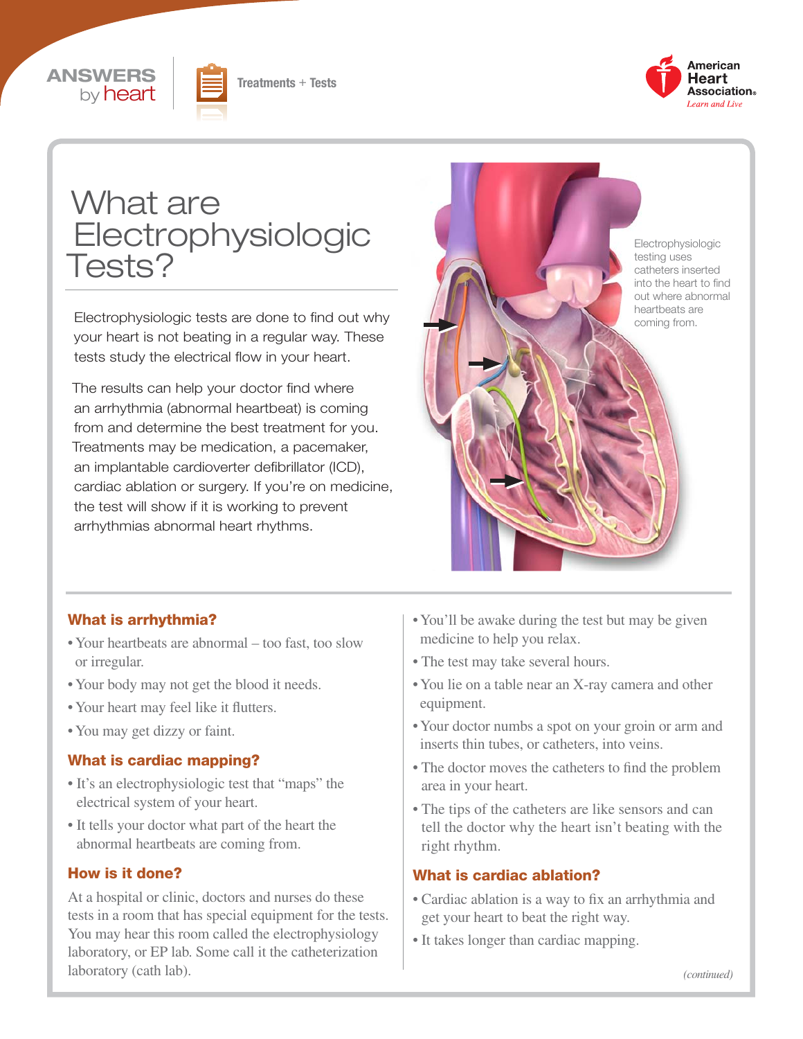ANSWERS by heart

Treatments + Tests

# What are Electrophysiologic Tests?

Electrophysiologic tests are done to find out why your heart is not beating in a regular way. These tests study the electrical flow in your heart.

The results can help your doctor find where an arrhythmia (abnormal heartbeat) is coming from and determine the best treatment for you. Treatments may be medication, a pacemaker, an implantable cardioverter defibrillator (ICD), cardiac ablation or surgery. If you're on medicine, the test will show if it is working to prevent arrhythmias abnormal heart rhythms.

Electrophysiologic testing uses catheters inserted into the heart to find out where abnormal heartbeats are coming from.

## What is arrhythmia?

- Your heartbeats are abnormal – too fast, too slow or irregular.
- Your body may not get the blood it needs.
- Your heart may feel like it flutters.
- You may get dizzy or faint.

## What is cardiac mapping?

- It's an electrophysiologic test that "maps" the electrical system of your heart.
- It tells your doctor what part of the heart the abnormal heartbeats are coming from.

## How is it done?

At a hospital or clinic, doctors and nurses do these tests in a room that has special equipment for the tests. You may hear this room called the electrophysiology laboratory, or EP lab. Some call it the catheterization laboratory (cath lab).

- You'll be awake during the test but may be given medicine to help you relax.
- The test may take several hours.
- You lie on a table near an X-ray camera and other equipment.
- Your doctor numbs a spot on your groin or arm and inserts thin tubes, or catheters, into veins.
- The doctor moves the catheters to find the problem area in your heart.
- The tips of the catheters are like sensors and can tell the doctor why the heart isn't beating with the right rhythm.

## What is cardiac ablation?

- Cardiac ablation is a way to fix an arrhythmia and get your heart to beat the right way.
- It takes longer than cardiac mapping.

*(continued)*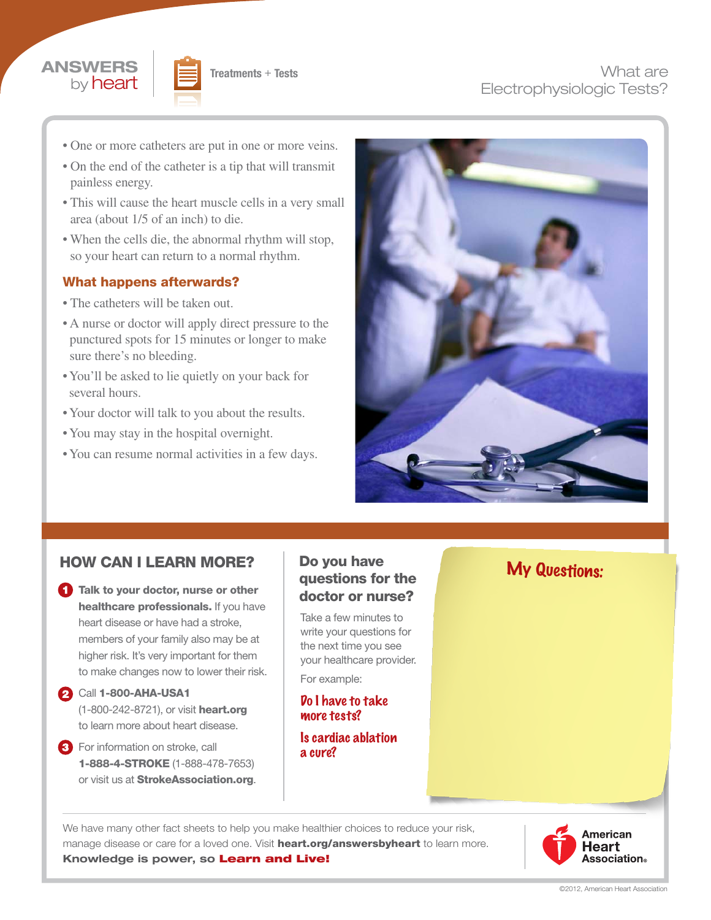- One or more catheters are put in one or more veins.
- On the end of the catheter is a tip that will transmit painless energy.
- This will cause the heart muscle cells in a very small area (about 1/5 of an inch) to die.
- When the cells die, the abnormal rhythm will stop, so your heart can return to a normal rhythm.

### What happens afterwards?

- The catheters will be taken out.
- A nurse or doctor will apply direct pressure to the punctured spots for 15 minutes or longer to make sure there's no bleeding.
- You'll be asked to lie quietly on your back for several hours.
- Your doctor will talk to you about the results.
- You may stay in the hospital overnight.
- You can resume normal activities in a few days.

## HOW CAN I LEARN MORE?

1. **Talk to your doctor, nurse or other healthcare professionals.** If you have heart disease or have had a stroke, members of your family also may be at higher risk. It's very important for them to make changes now to lower their risk.
2. Call **1-800-AHA-USA1** (1-800-242-8721), or visit **heart.org** to learn more about heart disease.
3. For information on stroke, call **1-888-4-STROKE** (1-888-478-7653) or visit us at **StrokeAssociation.org**.

## Do you have questions for the doctor or nurse?

Take a few minutes to write your questions for the next time you see your healthcare provider.

For example:

*Do I have to take more tests?*

*Is cardiac ablation a cure?*

**My Questions:**

We have many other fact sheets to help you make healthier choices to reduce your risk, manage disease or care for a loved one. Visit **heart.org/answersbyheart** to learn more.
**Knowledge is power, so Learn and Live!**

American Heart Association®

©2012, American Heart Association